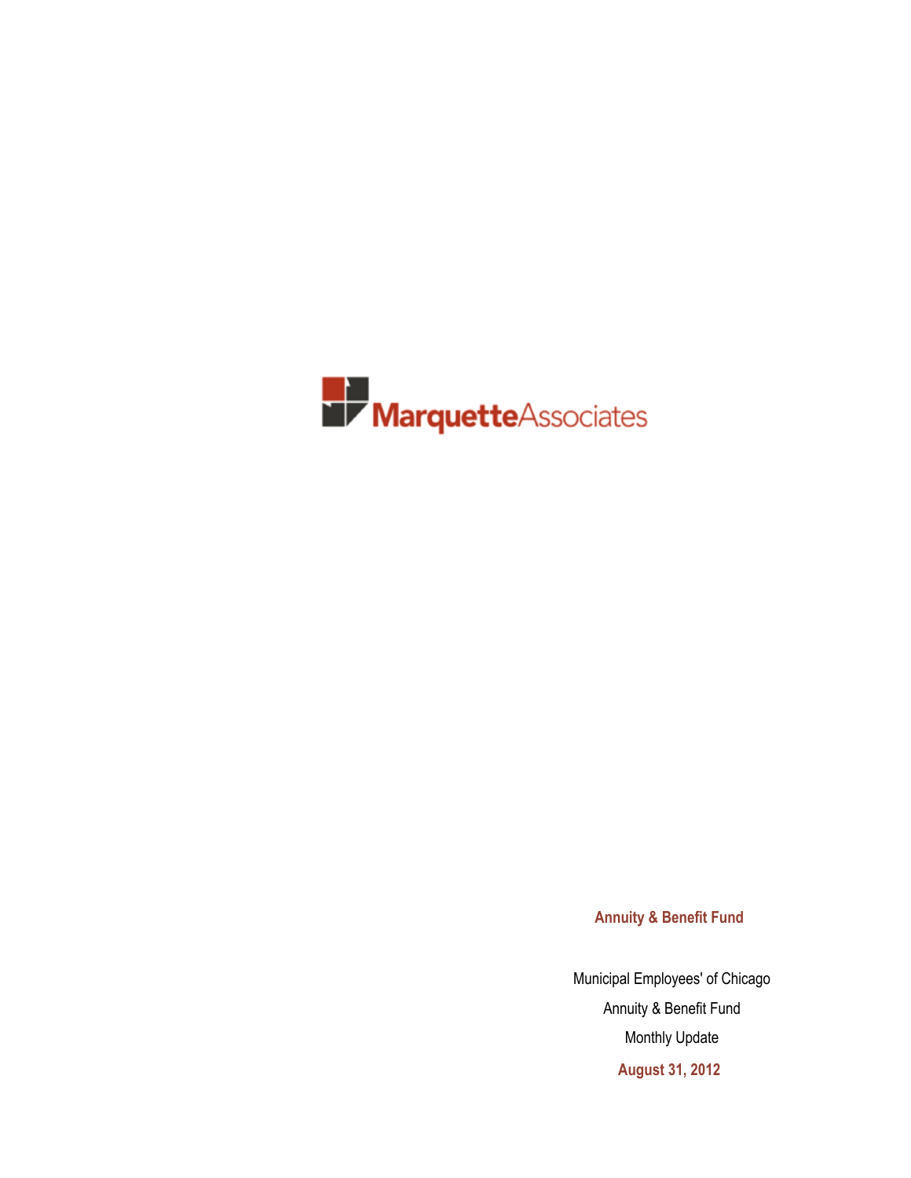MarquetteAssociates

**Annuity & Benefit Fund**

Municipal Employees' of Chicago

Annuity & Benefit Fund

Monthly Update

**August 31, 2012**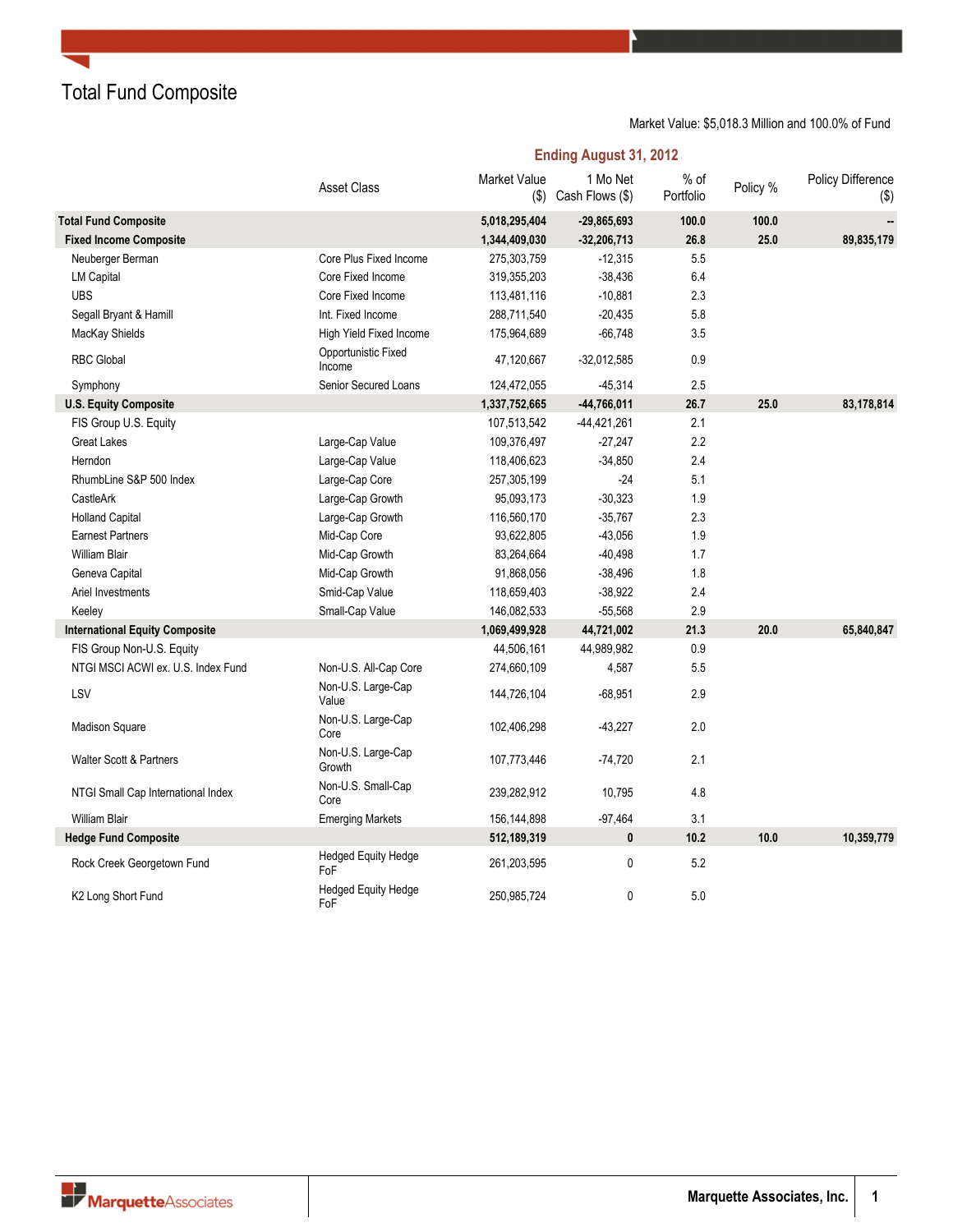# Total Fund Composite

Market Value: $5,018.3 Million and 100.0% of Fund

**Ending August 31, 2012**

| | Asset Class | Market Value ($) | 1 Mo Net Cash Flows ($) | % of Portfolio | Policy % | Policy Difference ($) |
|---|---|---|---|---|---|---|
| **Total Fund Composite** | | **5,018,295,404** | **-29,865,693** | **100.0** | **100.0** | **--** |
| **Fixed Income Composite** | | **1,344,409,030** | **-32,206,713** | **26.8** | **25.0** | **89,835,179** |
| Neuberger Berman | Core Plus Fixed Income | 275,303,759 | -12,315 | 5.5 | | |
| LM Capital | Core Fixed Income | 319,355,203 | -38,436 | 6.4 | | |
| UBS | Core Fixed Income | 113,481,116 | -10,881 | 2.3 | | |
| Segall Bryant & Hamill | Int. Fixed Income | 288,711,540 | -20,435 | 5.8 | | |
| MacKay Shields | High Yield Fixed Income | 175,964,689 | -66,748 | 3.5 | | |
| RBC Global | Opportunistic Fixed Income | 47,120,667 | -32,012,585 | 0.9 | | |
| Symphony | Senior Secured Loans | 124,472,055 | -45,314 | 2.5 | | |
| **U.S. Equity Composite** | | **1,337,752,665** | **-44,766,011** | **26.7** | **25.0** | **83,178,814** |
| FIS Group U.S. Equity | | 107,513,542 | -44,421,261 | 2.1 | | |
| Great Lakes | Large-Cap Value | 109,376,497 | -27,247 | 2.2 | | |
| Herndon | Large-Cap Value | 118,406,623 | -34,850 | 2.4 | | |
| RhumbLine S&P 500 Index | Large-Cap Core | 257,305,199 | -24 | 5.1 | | |
| CastleArk | Large-Cap Growth | 95,093,173 | -30,323 | 1.9 | | |
| Holland Capital | Large-Cap Growth | 116,560,170 | -35,767 | 2.3 | | |
| Earnest Partners | Mid-Cap Core | 93,622,805 | -43,056 | 1.9 | | |
| William Blair | Mid-Cap Growth | 83,264,664 | -40,498 | 1.7 | | |
| Geneva Capital | Mid-Cap Growth | 91,868,056 | -38,496 | 1.8 | | |
| Ariel Investments | Smid-Cap Value | 118,659,403 | -38,922 | 2.4 | | |
| Keeley | Small-Cap Value | 146,082,533 | -55,568 | 2.9 | | |
| **International Equity Composite** | | **1,069,499,928** | **44,721,002** | **21.3** | **20.0** | **65,840,847** |
| FIS Group Non-U.S. Equity | | 44,506,161 | 44,989,982 | 0.9 | | |
| NTGI MSCI ACWI ex. U.S. Index Fund | Non-U.S. All-Cap Core | 274,660,109 | 4,587 | 5.5 | | |
| LSV | Non-U.S. Large-Cap Value | 144,726,104 | -68,951 | 2.9 | | |
| Madison Square | Non-U.S. Large-Cap Core | 102,406,298 | -43,227 | 2.0 | | |
| Walter Scott & Partners | Non-U.S. Large-Cap Growth | 107,773,446 | -74,720 | 2.1 | | |
| NTGI Small Cap International Index | Non-U.S. Small-Cap Core | 239,282,912 | 10,795 | 4.8 | | |
| William Blair | Emerging Markets | 156,144,898 | -97,464 | 3.1 | | |
| **Hedge Fund Composite** | | **512,189,319** | **0** | **10.2** | **10.0** | **10,359,779** |
| Rock Creek Georgetown Fund | Hedged Equity Hedge FoF | 261,203,595 | 0 | 5.2 | | |
| K2 Long Short Fund | Hedged Equity Hedge FoF | 250,985,724 | 0 | 5.0 | | |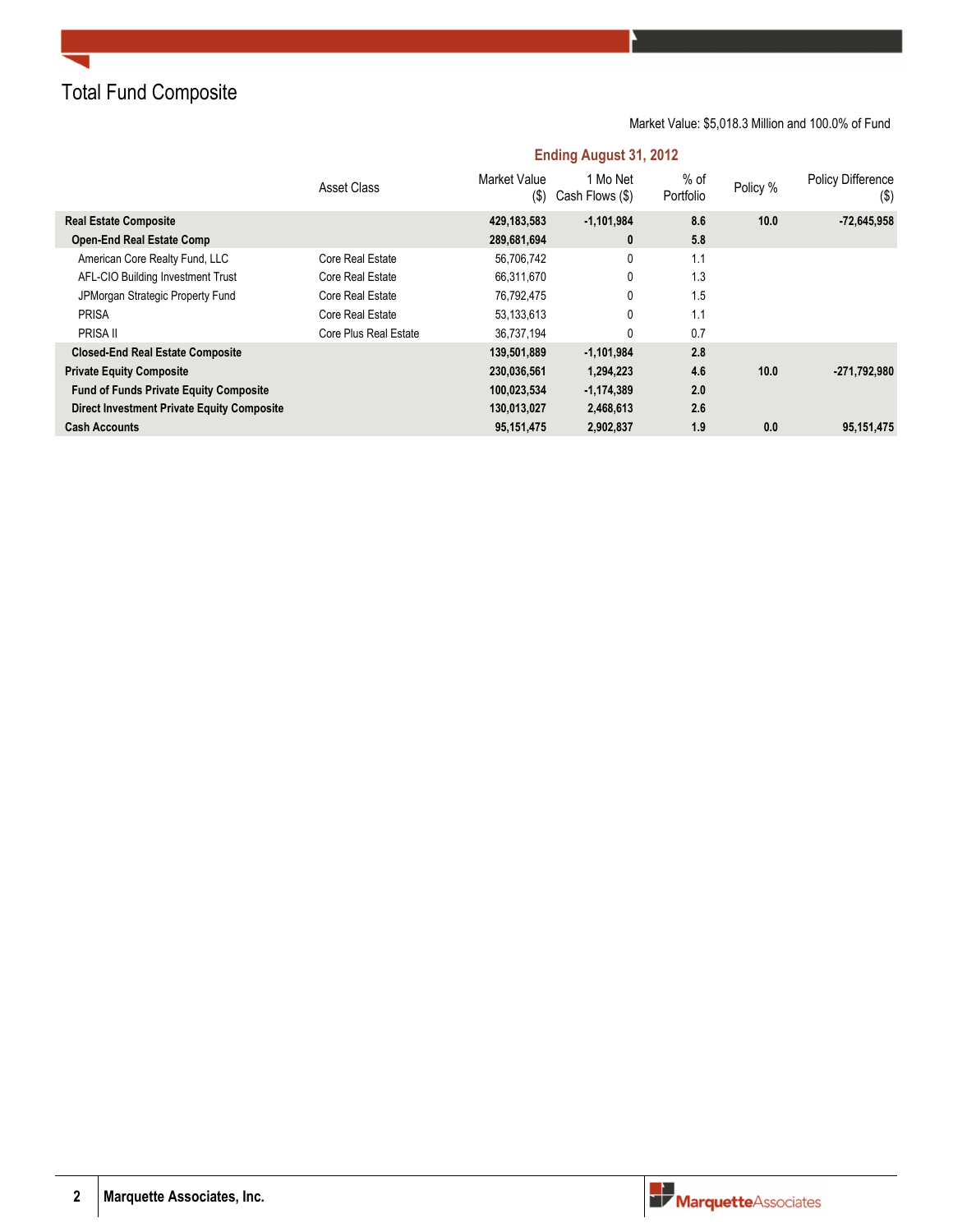# Total Fund Composite

Market Value: $5,018.3 Million and 100.0% of Fund

**Ending August 31, 2012**

| | Asset Class | Market Value ($) | 1 Mo Net Cash Flows ($) | % of Portfolio | Policy % | Policy Difference ($) |
|---|---|---|---|---|---|---|
| **Real Estate Composite** | | **429,183,583** | **-1,101,984** | **8.6** | **10.0** | **-72,645,958** |
| **Open-End Real Estate Comp** | | **289,681,694** | **0** | **5.8** | | |
| American Core Realty Fund, LLC | Core Real Estate | 56,706,742 | 0 | 1.1 | | |
| AFL-CIO Building Investment Trust | Core Real Estate | 66,311,670 | 0 | 1.3 | | |
| JPMorgan Strategic Property Fund | Core Real Estate | 76,792,475 | 0 | 1.5 | | |
| PRISA | Core Real Estate | 53,133,613 | 0 | 1.1 | | |
| PRISA II | Core Plus Real Estate | 36,737,194 | 0 | 0.7 | | |
| **Closed-End Real Estate Composite** | | **139,501,889** | **-1,101,984** | **2.8** | | |
| **Private Equity Composite** | | **230,036,561** | **1,294,223** | **4.6** | **10.0** | **-271,792,980** |
| **Fund of Funds Private Equity Composite** | | **100,023,534** | **-1,174,389** | **2.0** | | |
| **Direct Investment Private Equity Composite** | | **130,013,027** | **2,468,613** | **2.6** | | |
| **Cash Accounts** | | **95,151,475** | **2,902,837** | **1.9** | **0.0** | **95,151,475** |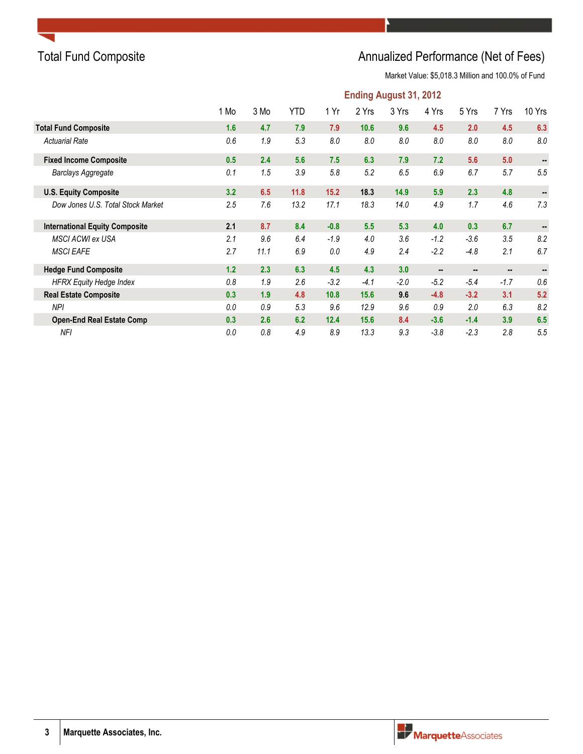# Total Fund Composite

## Annualized Performance (Net of Fees)

Market Value: $5,018.3 Million and 100.0% of Fund

**Ending August 31, 2012**

| | 1 Mo | 3 Mo | YTD | 1 Yr | 2 Yrs | 3 Yrs | 4 Yrs | 5 Yrs | 7 Yrs | 10 Yrs |
|---|---|---|---|---|---|---|---|---|---|---|
| **Total Fund Composite** | **1.6** | **4.7** | **7.9** | **7.9** | **10.6** | **9.6** | **4.5** | **2.0** | **4.5** | **6.3** |
| *Actuarial Rate* | *0.6* | *1.9* | *5.3* | *8.0* | *8.0* | *8.0* | *8.0* | *8.0* | *8.0* | *8.0* |
| **Fixed Income Composite** | **0.5** | **2.4** | **5.6** | **7.5** | **6.3** | **7.9** | **7.2** | **5.6** | **5.0** | **--** |
| *Barclays Aggregate* | *0.1* | *1.5* | *3.9* | *5.8* | *5.2* | *6.5* | *6.9* | *6.7* | *5.7* | *5.5* |
| **U.S. Equity Composite** | **3.2** | **6.5** | **11.8** | **15.2** | **18.3** | **14.9** | **5.9** | **2.3** | **4.8** | **--** |
| *Dow Jones U.S. Total Stock Market* | *2.5* | *7.6* | *13.2* | *17.1* | *18.3* | *14.0* | *4.9* | *1.7* | *4.6* | *7.3* |
| **International Equity Composite** | **2.1** | **8.7** | **8.4** | **-0.8** | **5.5** | **5.3** | **4.0** | **0.3** | **6.7** | **--** |
| *MSCI ACWI ex USA* | *2.1* | *9.6* | *6.4* | *-1.9* | *4.0* | *3.6* | *-1.2* | *-3.6* | *3.5* | *8.2* |
| *MSCI EAFE* | *2.7* | *11.1* | *6.9* | *0.0* | *4.9* | *2.4* | *-2.2* | *-4.8* | *2.1* | *6.7* |
| **Hedge Fund Composite** | **1.2** | **2.3** | **6.3** | **4.5** | **4.3** | **3.0** | **--** | **--** | **--** | **--** |
| *HFRX Equity Hedge Index* | *0.8* | *1.9* | *2.6* | *-3.2* | *-4.1* | *-2.0* | *-5.2* | *-5.4* | *-1.7* | *0.6* |
| **Real Estate Composite** | **0.3** | **1.9** | **4.8** | **10.8** | **15.6** | **9.6** | **-4.8** | **-3.2** | **3.1** | **5.2** |
| *NPI* | *0.0* | *0.9* | *5.3* | *9.6* | *12.9* | *9.6* | *0.9* | *2.0* | *6.3* | *8.2* |
| **Open-End Real Estate Comp** | **0.3** | **2.6** | **6.2** | **12.4** | **15.6** | **8.4** | **-3.6** | **-1.4** | **3.9** | **6.5** |
| *NFI* | *0.0* | *0.8* | *4.9* | *8.9* | *13.3* | *9.3* | *-3.8* | *-2.3* | *2.8* | *5.5* |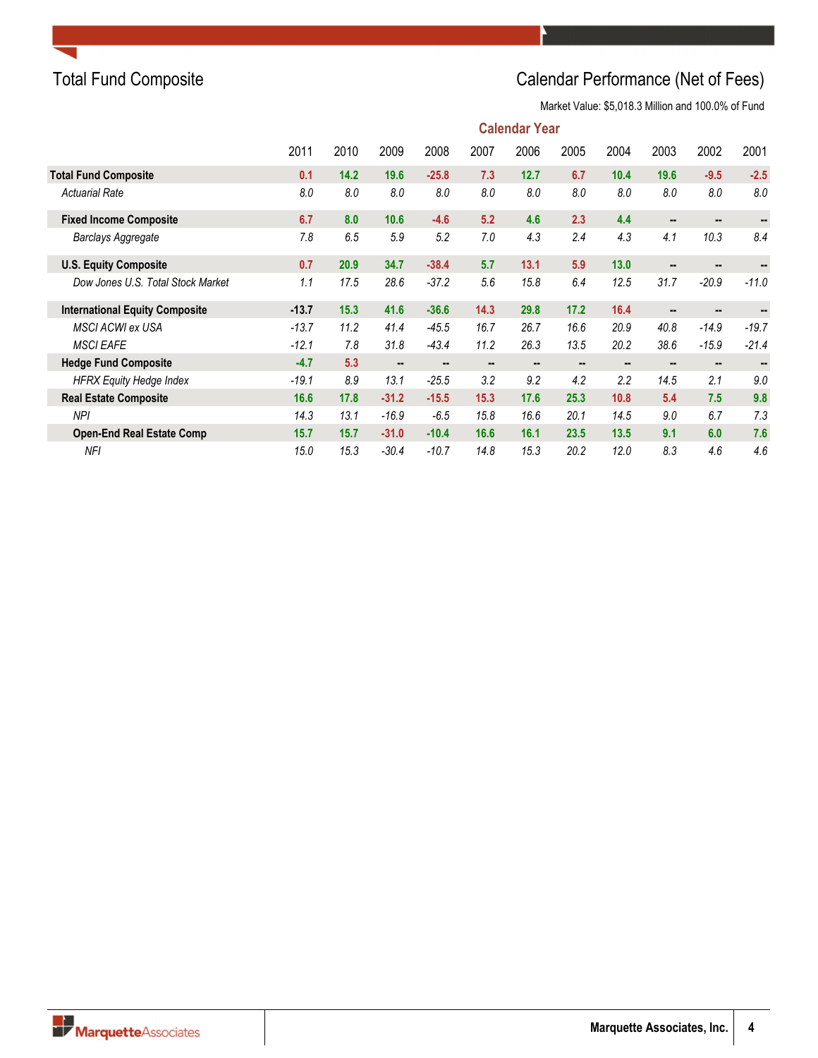# Total Fund Composite

## Calendar Performance (Net of Fees)

Market Value: $5,018.3 Million and 100.0% of Fund

| | Calendar Year | | | | | | | | | | |
|---|---|---|---|---|---|---|---|---|---|---|---|
| | 2011 | 2010 | 2009 | 2008 | 2007 | 2006 | 2005 | 2004 | 2003 | 2002 | 2001 |
| **Total Fund Composite** | **0.1** | **14.2** | **19.6** | **-25.8** | **7.3** | **12.7** | **6.7** | **10.4** | **19.6** | **-9.5** | **-2.5** |
| *Actuarial Rate* | *8.0* | *8.0* | *8.0* | *8.0* | *8.0* | *8.0* | *8.0* | *8.0* | *8.0* | *8.0* | *8.0* |
| **Fixed Income Composite** | **6.7** | **8.0** | **10.6** | **-4.6** | **5.2** | **4.6** | **2.3** | **4.4** | **--** | **--** | **--** |
| *Barclays Aggregate* | *7.8* | *6.5* | *5.9* | *5.2* | *7.0* | *4.3* | *2.4* | *4.3* | *4.1* | *10.3* | *8.4* |
| **U.S. Equity Composite** | **0.7** | **20.9** | **34.7** | **-38.4** | **5.7** | **13.1** | **5.9** | **13.0** | **--** | **--** | **--** |
| *Dow Jones U.S. Total Stock Market* | *1.1* | *17.5* | *28.6* | *-37.2* | *5.6* | *15.8* | *6.4* | *12.5* | *31.7* | *-20.9* | *-11.0* |
| **International Equity Composite** | **-13.7** | **15.3** | **41.6** | **-36.6** | **14.3** | **29.8** | **17.2** | **16.4** | **--** | **--** | **--** |
| *MSCI ACWI ex USA* | *-13.7* | *11.2* | *41.4* | *-45.5* | *16.7* | *26.7* | *16.6* | *20.9* | *40.8* | *-14.9* | *-19.7* |
| *MSCI EAFE* | *-12.1* | *7.8* | *31.8* | *-43.4* | *11.2* | *26.3* | *13.5* | *20.2* | *38.6* | *-15.9* | *-21.4* |
| **Hedge Fund Composite** | **-4.7** | **5.3** | **--** | **--** | **--** | **--** | **--** | **--** | **--** | **--** | **--** |
| *HFRX Equity Hedge Index* | *-19.1* | *8.9* | *13.1* | *-25.5* | *3.2* | *9.2* | *4.2* | *2.2* | *14.5* | *2.1* | *9.0* |
| **Real Estate Composite** | **16.6** | **17.8** | **-31.2** | **-15.5** | **15.3** | **17.6** | **25.3** | **10.8** | **5.4** | **7.5** | **9.8** |
| *NPI* | *14.3* | *13.1* | *-16.9* | *-6.5* | *15.8* | *16.6* | *20.1* | *14.5* | *9.0* | *6.7* | *7.3* |
| **Open-End Real Estate Comp** | **15.7** | **15.7** | **-31.0** | **-10.4** | **16.6** | **16.1** | **23.5** | **13.5** | **9.1** | **6.0** | **7.6** |
| *NFI* | *15.0* | *15.3* | *-30.4* | *-10.7* | *14.8* | *15.3* | *20.2* | *12.0* | *8.3* | *4.6* | *4.6* |

Marquette Associates, Inc.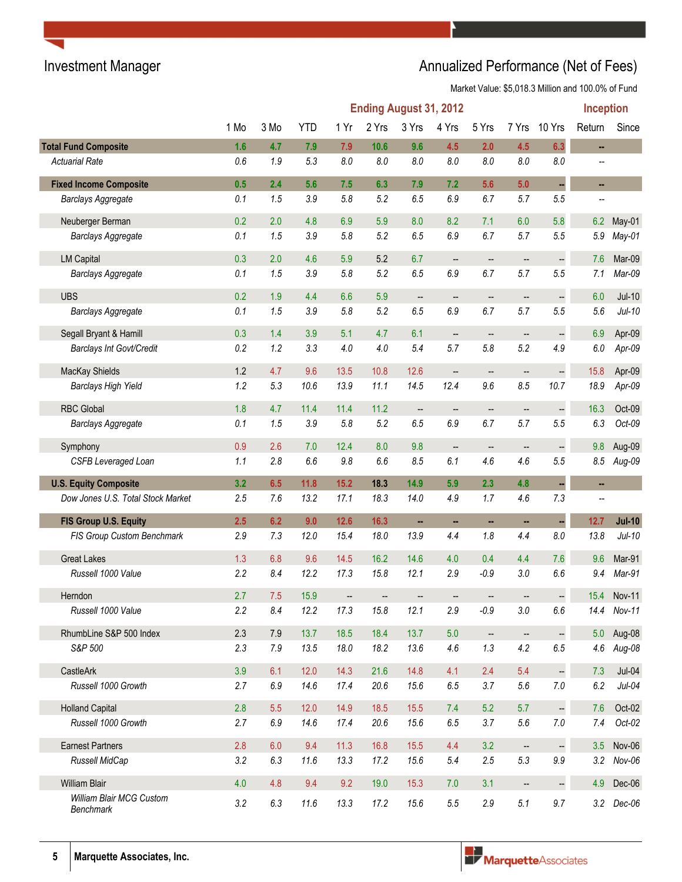## Investment Manager

## Annualized Performance (Net of Fees)

Market Value: $5,018.3 Million and 100.0% of Fund

| | Ending August 31, 2012 | | | | | | | | | | Inception | |
|---|---|---|---|---|---|---|---|---|---|---|---|---|
| | 1 Mo | 3 Mo | YTD | 1 Yr | 2 Yrs | 3 Yrs | 4 Yrs | 5 Yrs | 7 Yrs | 10 Yrs | Return | Since |
| **Total Fund Composite** | **1.6** | **4.7** | **7.9** | **7.9** | **10.6** | **9.6** | **4.5** | **2.0** | **4.5** | **6.3** | **--** | |
| *Actuarial Rate* | *0.6* | *1.9* | *5.3* | *8.0* | *8.0* | *8.0* | *8.0* | *8.0* | *8.0* | *8.0* | *--* | |
| **Fixed Income Composite** | **0.5** | **2.4** | **5.6** | **7.5** | **6.3** | **7.9** | **7.2** | **5.6** | **5.0** | **--** | **--** | |
| *Barclays Aggregate* | *0.1* | *1.5* | *3.9* | *5.8* | *5.2* | *6.5* | *6.9* | *6.7* | *5.7* | *5.5* | *--* | |
| Neuberger Berman | 0.2 | 2.0 | 4.8 | 6.9 | 5.9 | 8.0 | 8.2 | 7.1 | 6.0 | 5.8 | 6.2 | May-01 |
| *Barclays Aggregate* | *0.1* | *1.5* | *3.9* | *5.8* | *5.2* | *6.5* | *6.9* | *6.7* | *5.7* | *5.5* | *5.9* | *May-01* |
| LM Capital | 0.3 | 2.0 | 4.6 | 5.9 | 5.2 | 6.7 | -- | -- | -- | -- | 7.6 | Mar-09 |
| *Barclays Aggregate* | *0.1* | *1.5* | *3.9* | *5.8* | *5.2* | *6.5* | *6.9* | *6.7* | *5.7* | *5.5* | *7.1* | *Mar-09* |
| UBS | 0.2 | 1.9 | 4.4 | 6.6 | 5.9 | -- | -- | -- | -- | -- | 6.0 | Jul-10 |
| *Barclays Aggregate* | *0.1* | *1.5* | *3.9* | *5.8* | *5.2* | *6.5* | *6.9* | *6.7* | *5.7* | *5.5* | *5.6* | *Jul-10* |
| Segall Bryant & Hamill | 0.3 | 1.4 | 3.9 | 5.1 | 4.7 | 6.1 | -- | -- | -- | -- | 6.9 | Apr-09 |
| *Barclays Int Govt/Credit* | *0.2* | *1.2* | *3.3* | *4.0* | *4.0* | *5.4* | *5.7* | *5.8* | *5.2* | *4.9* | *6.0* | *Apr-09* |
| MacKay Shields | 1.2 | 4.7 | 9.6 | 13.5 | 10.8 | 12.6 | -- | -- | -- | -- | 15.8 | Apr-09 |
| *Barclays High Yield* | *1.2* | *5.3* | *10.6* | *13.9* | *11.1* | *14.5* | *12.4* | *9.6* | *8.5* | *10.7* | *18.9* | *Apr-09* |
| RBC Global | 1.8 | 4.7 | 11.4 | 11.4 | 11.2 | -- | -- | -- | -- | -- | 16.3 | Oct-09 |
| *Barclays Aggregate* | *0.1* | *1.5* | *3.9* | *5.8* | *5.2* | *6.5* | *6.9* | *6.7* | *5.7* | *5.5* | *6.3* | *Oct-09* |
| Symphony | 0.9 | 2.6 | 7.0 | 12.4 | 8.0 | 9.8 | -- | -- | -- | -- | 9.8 | Aug-09 |
| *CSFB Leveraged Loan* | *1.1* | *2.8* | *6.6* | *9.8* | *6.6* | *8.5* | *6.1* | *4.6* | *4.6* | *5.5* | *8.5* | *Aug-09* |
| **U.S. Equity Composite** | **3.2** | **6.5** | **11.8** | **15.2** | **18.3** | **14.9** | **5.9** | **2.3** | **4.8** | **--** | **--** | |
| *Dow Jones U.S. Total Stock Market* | *2.5* | *7.6* | *13.2* | *17.1* | *18.3* | *14.0* | *4.9* | *1.7* | *4.6* | *7.3* | *--* | |
| **FIS Group U.S. Equity** | **2.5** | **6.2** | **9.0** | **12.6** | **16.3** | **--** | **--** | **--** | **--** | **--** | **12.7** | **Jul-10** |
| *FIS Group Custom Benchmark* | *2.9* | *7.3* | *12.0* | *15.4* | *18.0* | *13.9* | *4.4* | *1.8* | *4.4* | *8.0* | *13.8* | *Jul-10* |
| Great Lakes | 1.3 | 6.8 | 9.6 | 14.5 | 16.2 | 14.6 | 4.0 | 0.4 | 4.4 | 7.6 | 9.6 | Mar-91 |
| *Russell 1000 Value* | *2.2* | *8.4* | *12.2* | *17.3* | *15.8* | *12.1* | *2.9* | *-0.9* | *3.0* | *6.6* | *9.4* | *Mar-91* |
| Herndon | 2.7 | 7.5 | 15.9 | -- | -- | -- | -- | -- | -- | -- | 15.4 | Nov-11 |
| *Russell 1000 Value* | *2.2* | *8.4* | *12.2* | *17.3* | *15.8* | *12.1* | *2.9* | *-0.9* | *3.0* | *6.6* | *14.4* | *Nov-11* |
| RhumbLine S&P 500 Index | 2.3 | 7.9 | 13.7 | 18.5 | 18.4 | 13.7 | 5.0 | -- | -- | -- | 5.0 | Aug-08 |
| *S&P 500* | *2.3* | *7.9* | *13.5* | *18.0* | *18.2* | *13.6* | *4.6* | *1.3* | *4.2* | *6.5* | *4.6* | *Aug-08* |
| CastleArk | 3.9 | 6.1 | 12.0 | 14.3 | 21.6 | 14.8 | 4.1 | 2.4 | 5.4 | -- | 7.3 | Jul-04 |
| *Russell 1000 Growth* | *2.7* | *6.9* | *14.6* | *17.4* | *20.6* | *15.6* | *6.5* | *3.7* | *5.6* | *7.0* | *6.2* | *Jul-04* |
| Holland Capital | 2.8 | 5.5 | 12.0 | 14.9 | 18.5 | 15.5 | 7.4 | 5.2 | 5.7 | -- | 7.6 | Oct-02 |
| *Russell 1000 Growth* | *2.7* | *6.9* | *14.6* | *17.4* | *20.6* | *15.6* | *6.5* | *3.7* | *5.6* | *7.0* | *7.4* | *Oct-02* |
| Earnest Partners | 2.8 | 6.0 | 9.4 | 11.3 | 16.8 | 15.5 | 4.4 | 3.2 | -- | -- | 3.5 | Nov-06 |
| *Russell MidCap* | *3.2* | *6.3* | *11.6* | *13.3* | *17.2* | *15.6* | *5.4* | *2.5* | *5.3* | *9.9* | *3.2* | *Nov-06* |
| William Blair | 4.0 | 4.8 | 9.4 | 9.2 | 19.0 | 15.3 | 7.0 | 3.1 | -- | -- | 4.9 | Dec-06 |
| *William Blair MCG Custom Benchmark* | *3.2* | *6.3* | *11.6* | *13.3* | *17.2* | *15.6* | *5.5* | *2.9* | *5.1* | *9.7* | *3.2* | *Dec-06* |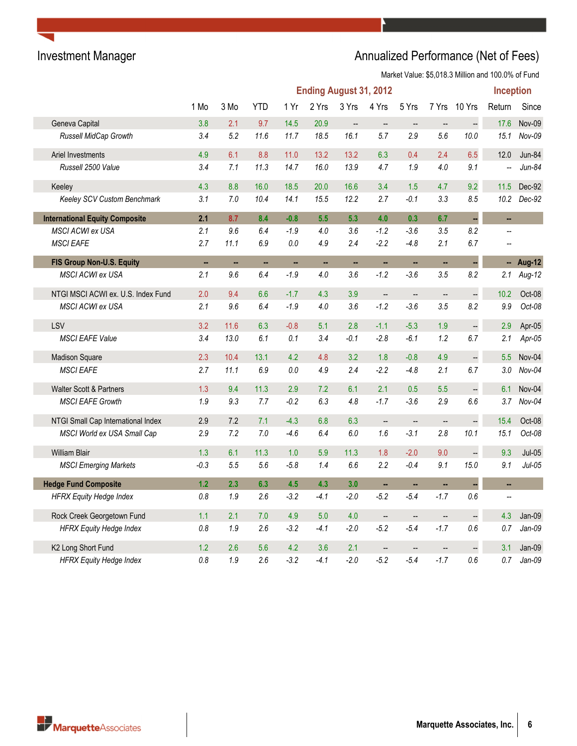## Investment Manager

## Annualized Performance (Net of Fees)

Market Value: $5,018.3 Million and 100.0% of Fund

| | Ending August 31, 2012 | | | | | | | | | | Inception | |
|---|---|---|---|---|---|---|---|---|---|---|---|---|
| | 1 Mo | 3 Mo | YTD | 1 Yr | 2 Yrs | 3 Yrs | 4 Yrs | 5 Yrs | 7 Yrs | 10 Yrs | Return | Since |
| Geneva Capital | 3.8 | 2.1 | 9.7 | 14.5 | 20.9 | -- | -- | -- | -- | -- | 17.6 | Nov-09 |
| *Russell MidCap Growth* | *3.4* | *5.2* | *11.6* | *11.7* | *18.5* | *16.1* | *5.7* | *2.9* | *5.6* | *10.0* | *15.1* | *Nov-09* |
| Ariel Investments | 4.9 | 6.1 | 8.8 | 11.0 | 13.2 | 13.2 | 6.3 | 0.4 | 2.4 | 6.5 | 12.0 | Jun-84 |
| *Russell 2500 Value* | *3.4* | *7.1* | *11.3* | *14.7* | *16.0* | *13.9* | *4.7* | *1.9* | *4.0* | *9.1* | *--* | *Jun-84* |
| Keeley | 4.3 | 8.8 | 16.0 | 18.5 | 20.0 | 16.6 | 3.4 | 1.5 | 4.7 | 9.2 | 11.5 | Dec-92 |
| *Keeley SCV Custom Benchmark* | *3.1* | *7.0* | *10.4* | *14.1* | *15.5* | *12.2* | *2.7* | *-0.1* | *3.3* | *8.5* | *10.2* | *Dec-92* |
| **International Equity Composite** | **2.1** | **8.7** | **8.4** | **-0.8** | **5.5** | **5.3** | **4.0** | **0.3** | **6.7** | **--** | **--** | |
| *MSCI ACWI ex USA* | *2.1* | *9.6* | *6.4* | *-1.9* | *4.0* | *3.6* | *-1.2* | *-3.6* | *3.5* | *8.2* | *--* | |
| *MSCI EAFE* | *2.7* | *11.1* | *6.9* | *0.0* | *4.9* | *2.4* | *-2.2* | *-4.8* | *2.1* | *6.7* | *--* | |
| **FIS Group Non-U.S. Equity** | **--** | **--** | **--** | **--** | **--** | **--** | **--** | **--** | **--** | **--** | **--** | **Aug-12** |
| *MSCI ACWI ex USA* | *2.1* | *9.6* | *6.4* | *-1.9* | *4.0* | *3.6* | *-1.2* | *-3.6* | *3.5* | *8.2* | *2.1* | *Aug-12* |
| NTGI MSCI ACWI ex. U.S. Index Fund | 2.0 | 9.4 | 6.6 | -1.7 | 4.3 | 3.9 | -- | -- | -- | -- | 10.2 | Oct-08 |
| *MSCI ACWI ex USA* | *2.1* | *9.6* | *6.4* | *-1.9* | *4.0* | *3.6* | *-1.2* | *-3.6* | *3.5* | *8.2* | *9.9* | *Oct-08* |
| LSV | 3.2 | 11.6 | 6.3 | -0.8 | 5.1 | 2.8 | -1.1 | -5.3 | 1.9 | -- | 2.9 | Apr-05 |
| *MSCI EAFE Value* | *3.4* | *13.0* | *6.1* | *0.1* | *3.4* | *-0.1* | *-2.8* | *-6.1* | *1.2* | *6.7* | *2.1* | *Apr-05* |
| Madison Square | 2.3 | 10.4 | 13.1 | 4.2 | 4.8 | 3.2 | 1.8 | -0.8 | 4.9 | -- | 5.5 | Nov-04 |
| *MSCI EAFE* | *2.7* | *11.1* | *6.9* | *0.0* | *4.9* | *2.4* | *-2.2* | *-4.8* | *2.1* | *6.7* | *3.0* | *Nov-04* |
| Walter Scott & Partners | 1.3 | 9.4 | 11.3 | 2.9 | 7.2 | 6.1 | 2.1 | 0.5 | 5.5 | -- | 6.1 | Nov-04 |
| *MSCI EAFE Growth* | *1.9* | *9.3* | *7.7* | *-0.2* | *6.3* | *4.8* | *-1.7* | *-3.6* | *2.9* | *6.6* | *3.7* | *Nov-04* |
| NTGI Small Cap International Index | 2.9 | 7.2 | 7.1 | -4.3 | 6.8 | 6.3 | -- | -- | -- | -- | 15.4 | Oct-08 |
| *MSCI World ex USA Small Cap* | *2.9* | *7.2* | *7.0* | *-4.6* | *6.4* | *6.0* | *1.6* | *-3.1* | *2.8* | *10.1* | *15.1* | *Oct-08* |
| William Blair | 1.3 | 6.1 | 11.3 | 1.0 | 5.9 | 11.3 | 1.8 | -2.0 | 9.0 | -- | 9.3 | Jul-05 |
| *MSCI Emerging Markets* | *-0.3* | *5.5* | *5.6* | *-5.8* | *1.4* | *6.6* | *2.2* | *-0.4* | *9.1* | *15.0* | *9.1* | *Jul-05* |
| **Hedge Fund Composite** | **1.2** | **2.3** | **6.3** | **4.5** | **4.3** | **3.0** | **--** | **--** | **--** | **--** | **--** | |
| *HFRX Equity Hedge Index* | *0.8* | *1.9* | *2.6* | *-3.2* | *-4.1* | *-2.0* | *-5.2* | *-5.4* | *-1.7* | *0.6* | *--* | |
| Rock Creek Georgetown Fund | 1.1 | 2.1 | 7.0 | 4.9 | 5.0 | 4.0 | -- | -- | -- | -- | 4.3 | Jan-09 |
| *HFRX Equity Hedge Index* | *0.8* | *1.9* | *2.6* | *-3.2* | *-4.1* | *-2.0* | *-5.2* | *-5.4* | *-1.7* | *0.6* | *0.7* | *Jan-09* |
| K2 Long Short Fund | 1.2 | 2.6 | 5.6 | 4.2 | 3.6 | 2.1 | -- | -- | -- | -- | 3.1 | Jan-09 |
| *HFRX Equity Hedge Index* | *0.8* | *1.9* | *2.6* | *-3.2* | *-4.1* | *-2.0* | *-5.2* | *-5.4* | *-1.7* | *0.6* | *0.7* | *Jan-09* |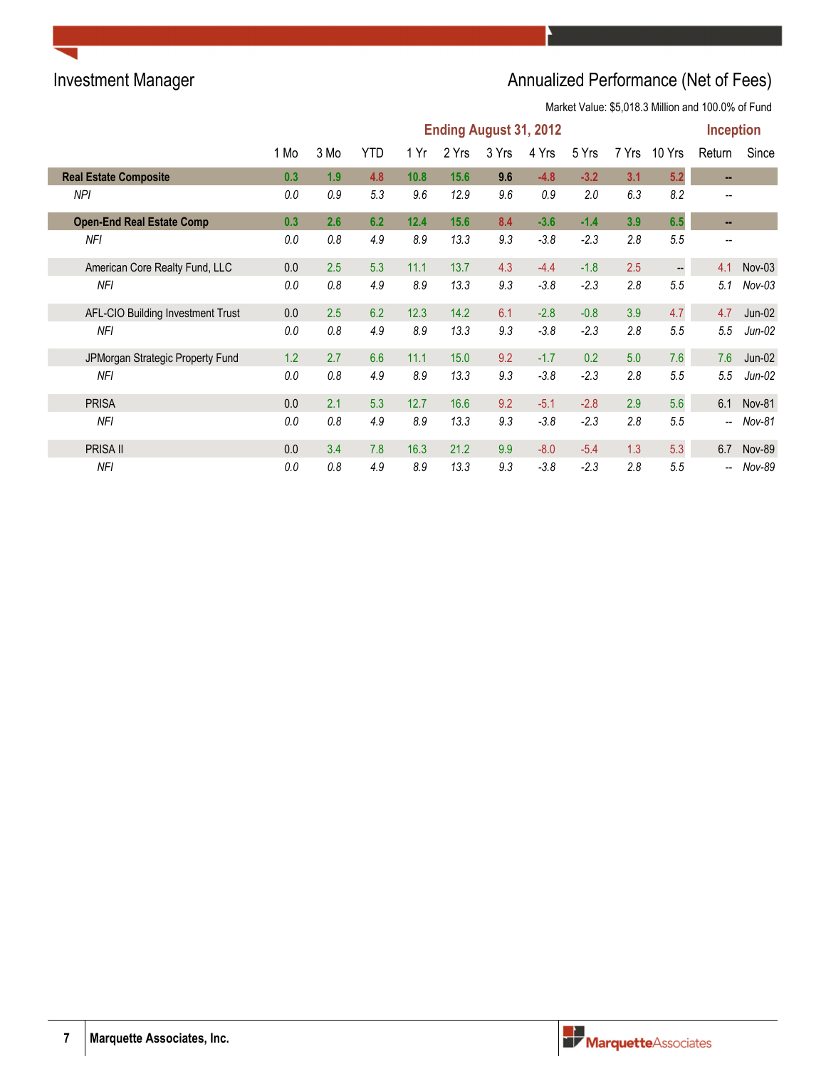Investment Manager

Annualized Performance (Net of Fees)

Market Value: $5,018.3 Million and 100.0% of Fund

| | Ending August 31, 2012 | | | | | | | | | | Inception | |
|---|---|---|---|---|---|---|---|---|---|---|---|---|
| | 1 Mo | 3 Mo | YTD | 1 Yr | 2 Yrs | 3 Yrs | 4 Yrs | 5 Yrs | 7 Yrs | 10 Yrs | Return | Since |
| **Real Estate Composite** | **0.3** | **1.9** | **4.8** | **10.8** | **15.6** | **9.6** | **-4.8** | **-3.2** | **3.1** | **5.2** | **--** | |
| *NPI* | *0.0* | *0.9* | *5.3* | *9.6* | *12.9* | *9.6* | *0.9* | *2.0* | *6.3* | *8.2* | *--* | |
| **Open-End Real Estate Comp** | **0.3** | **2.6** | **6.2** | **12.4** | **15.6** | **8.4** | **-3.6** | **-1.4** | **3.9** | **6.5** | **--** | |
| *NFI* | *0.0* | *0.8* | *4.9* | *8.9* | *13.3* | *9.3* | *-3.8* | *-2.3* | *2.8* | *5.5* | *--* | |
| American Core Realty Fund, LLC | 0.0 | 2.5 | 5.3 | 11.1 | 13.7 | 4.3 | -4.4 | -1.8 | 2.5 | -- | 4.1 | Nov-03 |
| *NFI* | *0.0* | *0.8* | *4.9* | *8.9* | *13.3* | *9.3* | *-3.8* | *-2.3* | *2.8* | *5.5* | *5.1* | *Nov-03* |
| AFL-CIO Building Investment Trust | 0.0 | 2.5 | 6.2 | 12.3 | 14.2 | 6.1 | -2.8 | -0.8 | 3.9 | 4.7 | 4.7 | Jun-02 |
| *NFI* | *0.0* | *0.8* | *4.9* | *8.9* | *13.3* | *9.3* | *-3.8* | *-2.3* | *2.8* | *5.5* | *5.5* | *Jun-02* |
| JPMorgan Strategic Property Fund | 1.2 | 2.7 | 6.6 | 11.1 | 15.0 | 9.2 | -1.7 | 0.2 | 5.0 | 7.6 | 7.6 | Jun-02 |
| *NFI* | *0.0* | *0.8* | *4.9* | *8.9* | *13.3* | *9.3* | *-3.8* | *-2.3* | *2.8* | *5.5* | *5.5* | *Jun-02* |
| PRISA | 0.0 | 2.1 | 5.3 | 12.7 | 16.6 | 9.2 | -5.1 | -2.8 | 2.9 | 5.6 | 6.1 | Nov-81 |
| *NFI* | *0.0* | *0.8* | *4.9* | *8.9* | *13.3* | *9.3* | *-3.8* | *-2.3* | *2.8* | *5.5* | *--* | *Nov-81* |
| PRISA II | 0.0 | 3.4 | 7.8 | 16.3 | 21.2 | 9.9 | -8.0 | -5.4 | 1.3 | 5.3 | 6.7 | Nov-89 |
| *NFI* | *0.0* | *0.8* | *4.9* | *8.9* | *13.3* | *9.3* | *-3.8* | *-2.3* | *2.8* | *5.5* | *--* | *Nov-89* |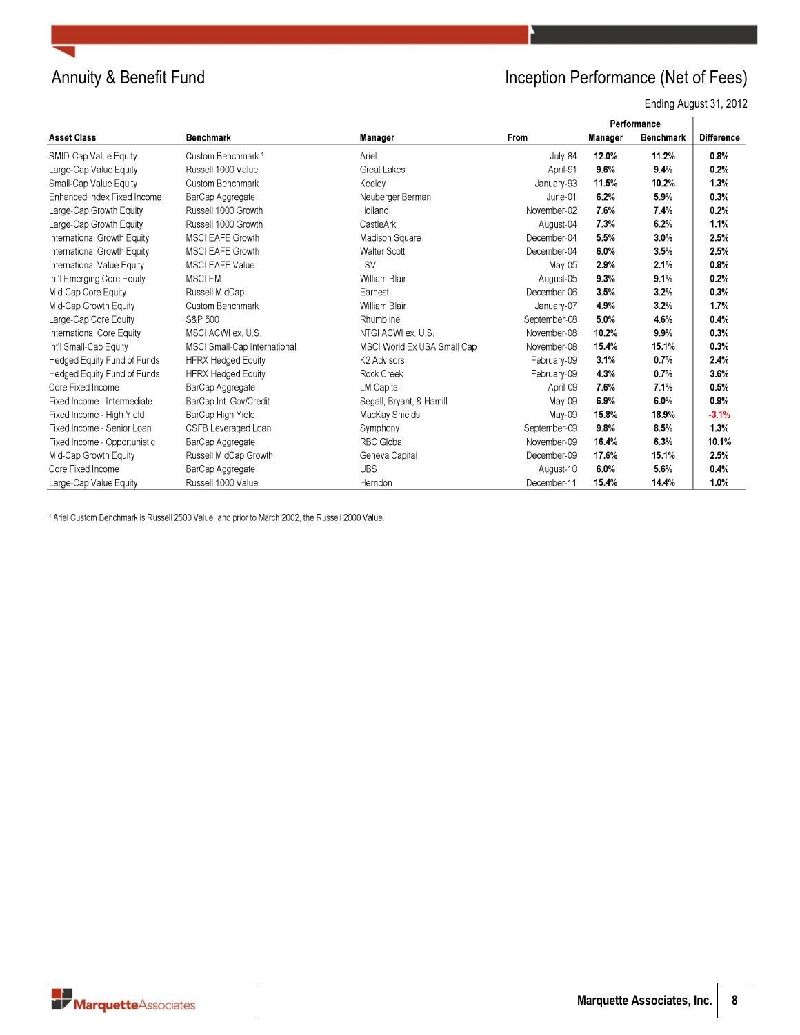# Annity & Benefit Fund

## Inception Performance (Net of Fees)

Ending August 31, 2012

| Asset Class | Benchmark | Manager | From | Performance Manager | Performance Benchmark | Difference |
|---|---|---|---|---|---|---|
| SMID-Cap Value Equity | Custom Benchmark [1] | Ariel | July-84 | 12.0% | 11.2% | 0.8% |
| Large-Cap Value Equity | Russell 1000 Value | Great Lakes | April-91 | 9.6% | 9.4% | 0.2% |
| Small-Cap Value Equity | Custom Benchmark | Keeley | January-93 | 11.5% | 10.2% | 1.3% |
| Enhanced Index Fixed Income | BarCap Aggregate | Neuberger Berman | June-01 | 6.2% | 5.9% | 0.3% |
| Large-Cap Growth Equity | Russell 1000 Growth | Holland | November-02 | 7.6% | 7.4% | 0.2% |
| Large-Cap Growth Equity | Russell 1000 Growth | CastleArk | August-04 | 7.3% | 6.2% | 1.1% |
| International Growth Equity | MSCI EAFE Growth | Madison Square | December-04 | 5.5% | 3.0% | 2.5% |
| International Growth Equity | MSCI EAFE Growth | Walter Scott | December-04 | 6.0% | 3.5% | 2.5% |
| International Value Equity | MSCI EAFE Value | LSV | May-05 | 2.9% | 2.1% | 0.8% |
| Int'l Emerging Core Equity | MSCI EM | William Blair | August-05 | 9.3% | 9.1% | 0.2% |
| Mid-Cap Core Equity | Russell MidCap | Earnest | December-06 | 3.5% | 3.2% | 0.3% |
| Mid-Cap Growth Equity | Custom Benchmark | William Blair | January-07 | 4.9% | 3.2% | 1.7% |
| Large-Cap Core Equity | S&P 500 | Rhumbline | September-08 | 5.0% | 4.6% | 0.4% |
| International Core Equity | MSCI ACWI ex. U.S. | NTGI ACWI ex. U.S. | November-08 | 10.2% | 9.9% | 0.3% |
| Int'l Small-Cap Equity | MSCI Small-Cap International | MSCI World Ex USA Small Cap | November-08 | 15.4% | 15.1% | 0.3% |
| Hedged Equity Fund of Funds | HFRX Hedged Equity | K2 Advisors | February-09 | 3.1% | 0.7% | 2.4% |
| Hedged Equity Fund of Funds | HFRX Hedged Equity | Rock Creek | February-09 | 4.3% | 0.7% | 3.6% |
| Core Fixed Income | BarCap Aggregate | LM Capital | April-09 | 7.6% | 7.1% | 0.5% |
| Fixed Income - Intermediate | BarCap Int. Gov/Credit | Segall, Bryant, & Hamill | May-09 | 6.9% | 6.0% | 0.9% |
| Fixed Income - High Yield | BarCap High Yield | MacKay Shields | May-09 | 15.8% | 18.9% | -3.1% |
| Fixed Income - Senior Loan | CSFB Leveraged Loan | Symphony | September-09 | 9.8% | 8.5% | 1.3% |
| Fixed Income - Opportunistic | BarCap Aggregate | RBC Global | November-09 | 16.4% | 6.3% | 10.1% |
| Mid-Cap Growth Equity | Russell MidCap Growth | Geneva Capital | December-09 | 17.6% | 15.1% | 2.5% |
| Core Fixed Income | BarCap Aggregate | UBS | August-10 | 6.0% | 5.6% | 0.4% |
| Large-Cap Value Equity | Russell 1000 Value | Herndon | December-11 | 15.4% | 14.4% | 1.0% |

[1] Ariel Custom Benchmark is Russell 2500 Value, and prior to March 2002, the Russell 2000 Value.